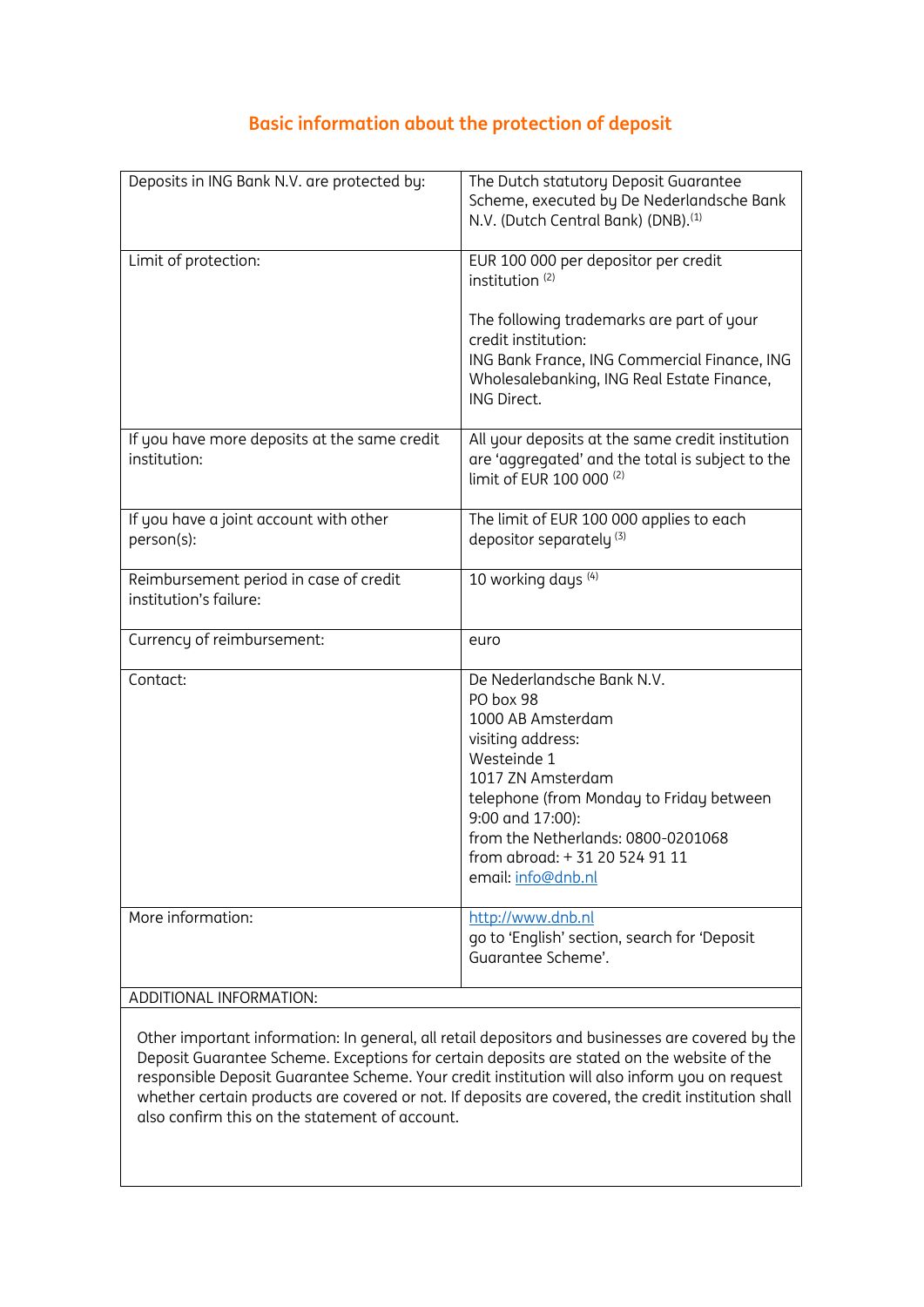## Basic information about the protection of deposit

| | |
|---|---|
| Deposits in ING Bank N.V. are protected by: | The Dutch statutory Deposit Guarantee Scheme, executed by De Nederlandsche Bank N.V. (Dutch Central Bank) (DNB).(1) |
| Limit of protection: | EUR 100 000 per depositor per credit institution (2)<br><br>The following trademarks are part of your credit institution:<br>ING Bank France, ING Commercial Finance, ING Wholesalebanking, ING Real Estate Finance, ING Direct. |
| If you have more deposits at the same credit institution: | All your deposits at the same credit institution are 'aggregated' and the total is subject to the limit of EUR 100 000 (2) |
| If you have a joint account with other person(s): | The limit of EUR 100 000 applies to each depositor separately (3) |
| Reimbursement period in case of credit institution's failure: | 10 working days (4) |
| Currency of reimbursement: | euro |
| Contact: | De Nederlandsche Bank N.V.<br>PO box 98<br>1000 AB Amsterdam<br>visiting address:<br>Westeinde 1<br>1017 ZN Amsterdam<br>telephone (from Monday to Friday between 9:00 and 17:00):<br>from the Netherlands: 0800-0201068<br>from abroad: + 31 20 524 91 11<br>email: info@dnb.nl |
| More information: | http://www.dnb.nl<br>go to 'English' section, search for 'Deposit Guarantee Scheme'. |

ADDITIONAL INFORMATION:

Other important information: In general, all retail depositors and businesses are covered by the Deposit Guarantee Scheme. Exceptions for certain deposits are stated on the website of the responsible Deposit Guarantee Scheme. Your credit institution will also inform you on request whether certain products are covered or not. If deposits are covered, the credit institution shall also confirm this on the statement of account.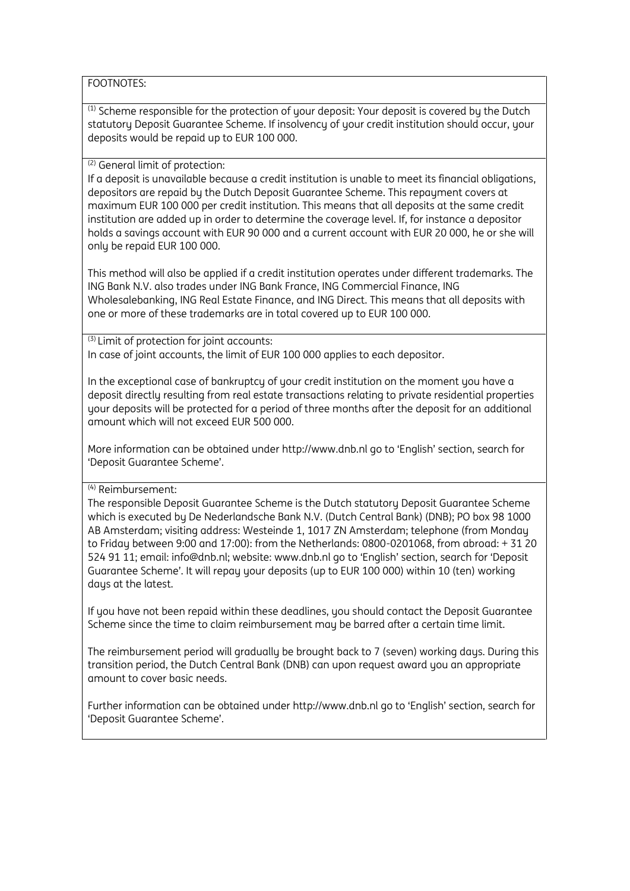FOOTNOTES:

[1] Scheme responsible for the protection of your deposit: Your deposit is covered by the Dutch statutory Deposit Guarantee Scheme. If insolvency of your credit institution should occur, your deposits would be repaid up to EUR 100 000.

[2] General limit of protection:
If a deposit is unavailable because a credit institution is unable to meet its financial obligations, depositors are repaid by the Dutch Deposit Guarantee Scheme. This repayment covers at maximum EUR 100 000 per credit institution. This means that all deposits at the same credit institution are added up in order to determine the coverage level. If, for instance a depositor holds a savings account with EUR 90 000 and a current account with EUR 20 000, he or she will only be repaid EUR 100 000.

This method will also be applied if a credit institution operates under different trademarks. The ING Bank N.V. also trades under ING Bank France, ING Commercial Finance, ING Wholesalebanking, ING Real Estate Finance, and ING Direct. This means that all deposits with one or more of these trademarks are in total covered up to EUR 100 000.

[3] Limit of protection for joint accounts:
In case of joint accounts, the limit of EUR 100 000 applies to each depositor.

In the exceptional case of bankruptcy of your credit institution on the moment you have a deposit directly resulting from real estate transactions relating to private residential properties your deposits will be protected for a period of three months after the deposit for an additional amount which will not exceed EUR 500 000.

More information can be obtained under http://www.dnb.nl go to 'English' section, search for 'Deposit Guarantee Scheme'.

[4] Reimbursement:
The responsible Deposit Guarantee Scheme is the Dutch statutory Deposit Guarantee Scheme which is executed by De Nederlandsche Bank N.V. (Dutch Central Bank) (DNB); PO box 98 1000 AB Amsterdam; visiting address: Westeinde 1, 1017 ZN Amsterdam; telephone (from Monday to Friday between 9:00 and 17:00): from the Netherlands: 0800-0201068, from abroad: + 31 20 524 91 11; email: info@dnb.nl; website: www.dnb.nl go to 'English' section, search for 'Deposit Guarantee Scheme'. It will repay your deposits (up to EUR 100 000) within 10 (ten) working days at the latest.

If you have not been repaid within these deadlines, you should contact the Deposit Guarantee Scheme since the time to claim reimbursement may be barred after a certain time limit.

The reimbursement period will gradually be brought back to 7 (seven) working days. During this transition period, the Dutch Central Bank (DNB) can upon request award you an appropriate amount to cover basic needs.

Further information can be obtained under http://www.dnb.nl go to 'English' section, search for 'Deposit Guarantee Scheme'.